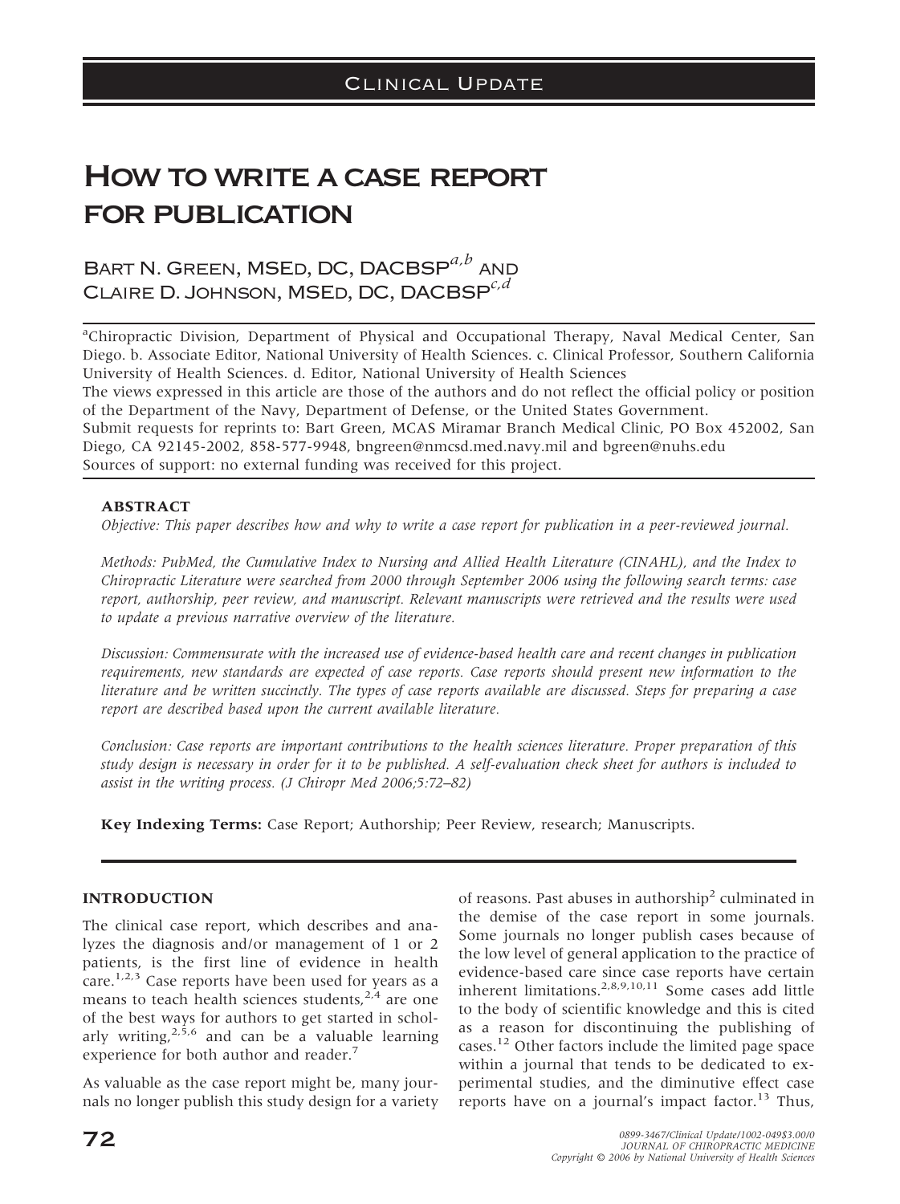Clinical Update

# How to write a case report for publication

Bart N. Green, MSEd, DC, DACBSP[a,b] and Claire D. Johnson, MSEd, DC, DACBSP[c,d]

[a]Chiropractic Division, Department of Physical and Occupational Therapy, Naval Medical Center, San Diego. b. Associate Editor, National University of Health Sciences. c. Clinical Professor, Southern California University of Health Sciences. d. Editor, National University of Health Sciences

The views expressed in this article are those of the authors and do not reflect the official policy or position of the Department of the Navy, Department of Defense, or the United States Government.

Submit requests for reprints to: Bart Green, MCAS Miramar Branch Medical Clinic, PO Box 452002, San Diego, CA 92145-2002, 858-577-9948, bngreen@nmcsd.med.navy.mil and bgreen@nuhs.edu

Sources of support: no external funding was received for this project.

## ABSTRACT

*Objective: This paper describes how and why to write a case report for publication in a peer-reviewed journal.*

*Methods: PubMed, the Cumulative Index to Nursing and Allied Health Literature (CINAHL), and the Index to Chiropractic Literature were searched from 2000 through September 2006 using the following search terms: case report, authorship, peer review, and manuscript. Relevant manuscripts were retrieved and the results were used to update a previous narrative overview of the literature.*

*Discussion: Commensurate with the increased use of evidence-based health care and recent changes in publication requirements, new standards are expected of case reports. Case reports should present new information to the literature and be written succinctly. The types of case reports available are discussed. Steps for preparing a case report are described based upon the current available literature.*

*Conclusion: Case reports are important contributions to the health sciences literature. Proper preparation of this study design is necessary in order for it to be published. A self-evaluation check sheet for authors is included to assist in the writing process. (J Chiropr Med 2006;5:72–82)*

**Key Indexing Terms:** Case Report; Authorship; Peer Review, research; Manuscripts.

## INTRODUCTION

The clinical case report, which describes and analyzes the diagnosis and/or management of 1 or 2 patients, is the first line of evidence in health care.[1,2,3] Case reports have been used for years as a means to teach health sciences students,[2,4] are one of the best ways for authors to get started in scholarly writing,[2,5,6] and can be a valuable learning experience for both author and reader.[7]

As valuable as the case report might be, many journals no longer publish this study design for a variety of reasons. Past abuses in authorship[2] culminated in the demise of the case report in some journals. Some journals no longer publish cases because of the low level of general application to the practice of evidence-based care since case reports have certain inherent limitations.[2,8,9,10,11] Some cases add little to the body of scientific knowledge and this is cited as a reason for discontinuing the publishing of cases.[12] Other factors include the limited page space within a journal that tends to be dedicated to experimental studies, and the diminutive effect case reports have on a journal's impact factor.[13] Thus,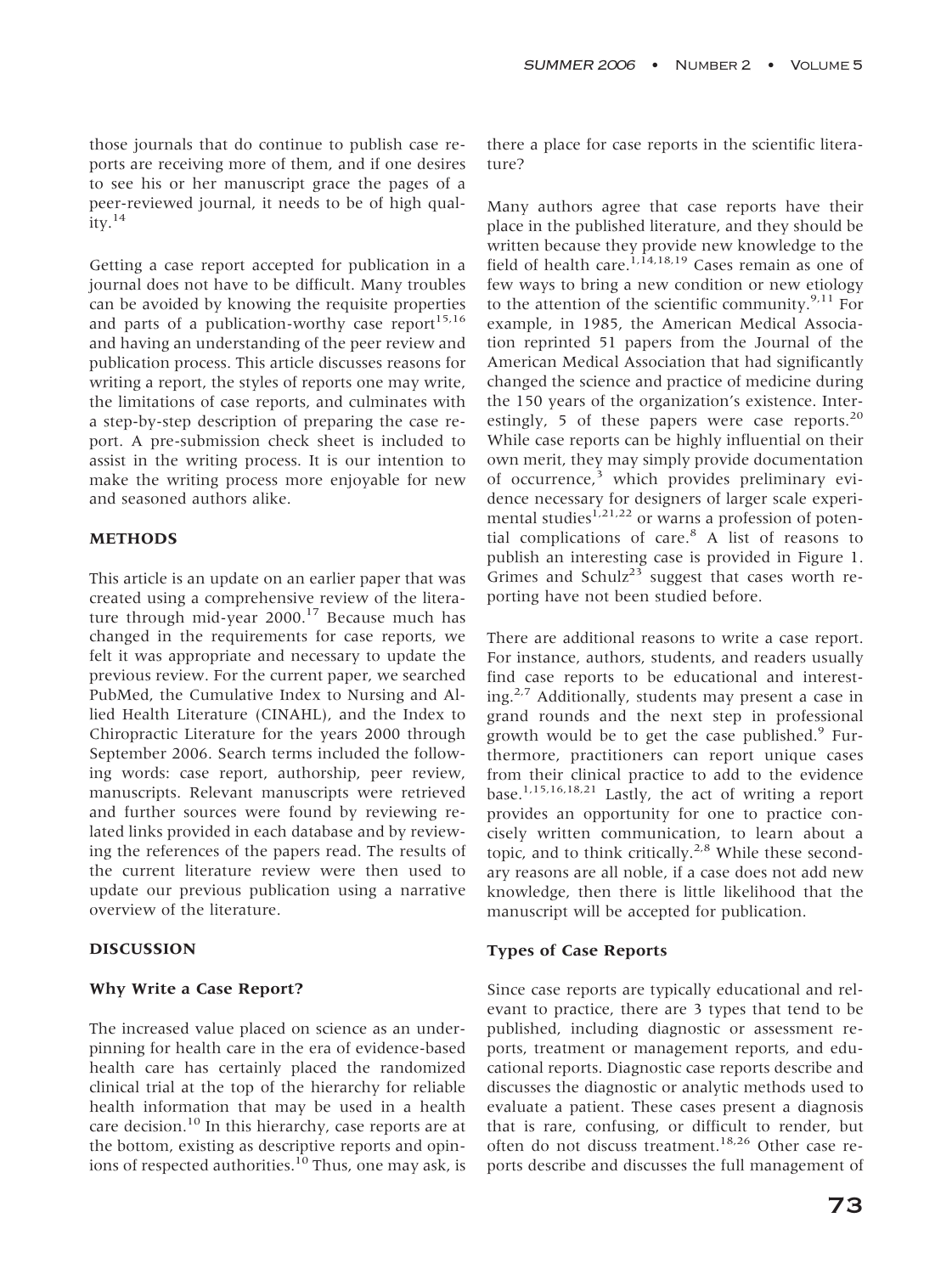those journals that do continue to publish case reports are receiving more of them, and if one desires to see his or her manuscript grace the pages of a peer-reviewed journal, it needs to be of high quality.[14]

Getting a case report accepted for publication in a journal does not have to be difficult. Many troubles can be avoided by knowing the requisite properties and parts of a publication-worthy case report[15,16] and having an understanding of the peer review and publication process. This article discusses reasons for writing a report, the styles of reports one may write, the limitations of case reports, and culminates with a step-by-step description of preparing the case report. A pre-submission check sheet is included to assist in the writing process. It is our intention to make the writing process more enjoyable for new and seasoned authors alike.

## METHODS

This article is an update on an earlier paper that was created using a comprehensive review of the literature through mid-year 2000.[17] Because much has changed in the requirements for case reports, we felt it was appropriate and necessary to update the previous review. For the current paper, we searched PubMed, the Cumulative Index to Nursing and Allied Health Literature (CINAHL), and the Index to Chiropractic Literature for the years 2000 through September 2006. Search terms included the following words: case report, authorship, peer review, manuscripts. Relevant manuscripts were retrieved and further sources were found by reviewing related links provided in each database and by reviewing the references of the papers read. The results of the current literature review were then used to update our previous publication using a narrative overview of the literature.

## DISCUSSION

### Why Write a Case Report?

The increased value placed on science as an underpinning for health care in the era of evidence-based health care has certainly placed the randomized clinical trial at the top of the hierarchy for reliable health information that may be used in a health care decision.[10] In this hierarchy, case reports are at the bottom, existing as descriptive reports and opinions of respected authorities.[10] Thus, one may ask, is there a place for case reports in the scientific literature?

Many authors agree that case reports have their place in the published literature, and they should be written because they provide new knowledge to the field of health care.[1,14,18,19] Cases remain as one of few ways to bring a new condition or new etiology to the attention of the scientific community.[9,11] For example, in 1985, the American Medical Association reprinted 51 papers from the Journal of the American Medical Association that had significantly changed the science and practice of medicine during the 150 years of the organization's existence. Interestingly, 5 of these papers were case reports.[20] While case reports can be highly influential on their own merit, they may simply provide documentation of occurrence,[3] which provides preliminary evidence necessary for designers of larger scale experimental studies[1,21,22] or warns a profession of potential complications of care.[8] A list of reasons to publish an interesting case is provided in Figure 1. Grimes and Schulz[23] suggest that cases worth reporting have not been studied before.

There are additional reasons to write a case report. For instance, authors, students, and readers usually find case reports to be educational and interesting.[2,7] Additionally, students may present a case in grand rounds and the next step in professional growth would be to get the case published.[9] Furthermore, practitioners can report unique cases from their clinical practice to add to the evidence base.[1,15,16,18,21] Lastly, the act of writing a report provides an opportunity for one to practice concisely written communication, to learn about a topic, and to think critically.[2,8] While these secondary reasons are all noble, if a case does not add new knowledge, then there is little likelihood that the manuscript will be accepted for publication.

### Types of Case Reports

Since case reports are typically educational and relevant to practice, there are 3 types that tend to be published, including diagnostic or assessment reports, treatment or management reports, and educational reports. Diagnostic case reports describe and discusses the diagnostic or analytic methods used to evaluate a patient. These cases present a diagnosis that is rare, confusing, or difficult to render, but often do not discuss treatment.[18,26] Other case reports describe and discusses the full management of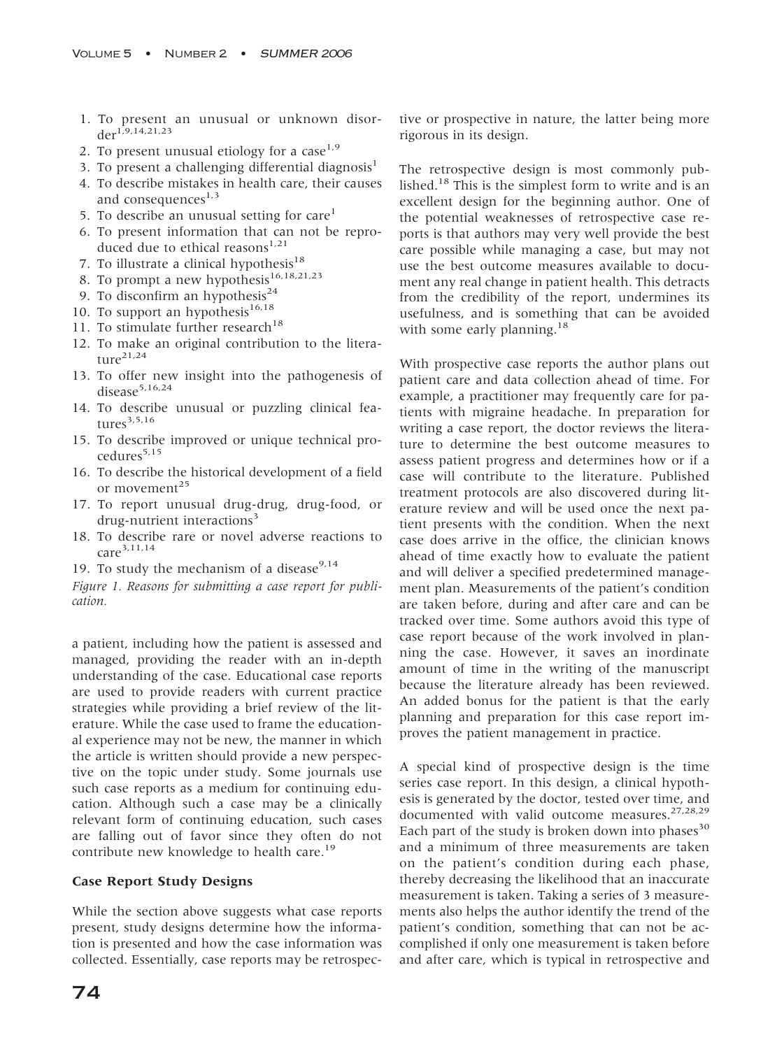1. To present an unusual or unknown disorder[1,9,14,21,23]
2. To present unusual etiology for a case[1,9]
3. To present a challenging differential diagnosis[1]
4. To describe mistakes in health care, their causes and consequences[1,3]
5. To describe an unusual setting for care[1]
6. To present information that can not be reproduced due to ethical reasons[1,21]
7. To illustrate a clinical hypothesis[18]
8. To prompt a new hypothesis[16,18,21,23]
9. To disconfirm an hypothesis[24]
10. To support an hypothesis[16,18]
11. To stimulate further research[18]
12. To make an original contribution to the literature[21,24]
13. To offer new insight into the pathogenesis of disease[5,16,24]
14. To describe unusual or puzzling clinical features[3,5,16]
15. To describe improved or unique technical procedures[5,15]
16. To describe the historical development of a field or movement[25]
17. To report unusual drug-drug, drug-food, or drug-nutrient interactions[3]
18. To describe rare or novel adverse reactions to care[3,11,14]
19. To study the mechanism of a disease[9,14]

*Figure 1. Reasons for submitting a case report for publication.*

a patient, including how the patient is assessed and managed, providing the reader with an in-depth understanding of the case. Educational case reports are used to provide readers with current practice strategies while providing a brief review of the literature. While the case used to frame the educational experience may not be new, the manner in which the article is written should provide a new perspective on the topic under study. Some journals use such case reports as a medium for continuing education. Although such a case may be a clinically relevant form of continuing education, such cases are falling out of favor since they often do not contribute new knowledge to health care.[19]

**Case Report Study Designs**

While the section above suggests what case reports present, study designs determine how the information is presented and how the case information was collected. Essentially, case reports may be retrospective or prospective in nature, the latter being more rigorous in its design.

The retrospective design is most commonly published.[18] This is the simplest form to write and is an excellent design for the beginning author. One of the potential weaknesses of retrospective case reports is that authors may very well provide the best care possible while managing a case, but may not use the best outcome measures available to document any real change in patient health. This detracts from the credibility of the report, undermines its usefulness, and is something that can be avoided with some early planning.[18]

With prospective case reports the author plans out patient care and data collection ahead of time. For example, a practitioner may frequently care for patients with migraine headache. In preparation for writing a case report, the doctor reviews the literature to determine the best outcome measures to assess patient progress and determines how or if a case will contribute to the literature. Published treatment protocols are also discovered during literature review and will be used once the next patient presents with the condition. When the next case does arrive in the office, the clinician knows ahead of time exactly how to evaluate the patient and will deliver a specified predetermined management plan. Measurements of the patient's condition are taken before, during and after care and can be tracked over time. Some authors avoid this type of case report because of the work involved in planning the case. However, it saves an inordinate amount of time in the writing of the manuscript because the literature already has been reviewed. An added bonus for the patient is that the early planning and preparation for this case report improves the patient management in practice.

A special kind of prospective design is the time series case report. In this design, a clinical hypothesis is generated by the doctor, tested over time, and documented with valid outcome measures.[27,28,29] Each part of the study is broken down into phases[30] and a minimum of three measurements are taken on the patient's condition during each phase, thereby decreasing the likelihood that an inaccurate measurement is taken. Taking a series of 3 measurements also helps the author identify the trend of the patient's condition, something that can not be accomplished if only one measurement is taken before and after care, which is typical in retrospective and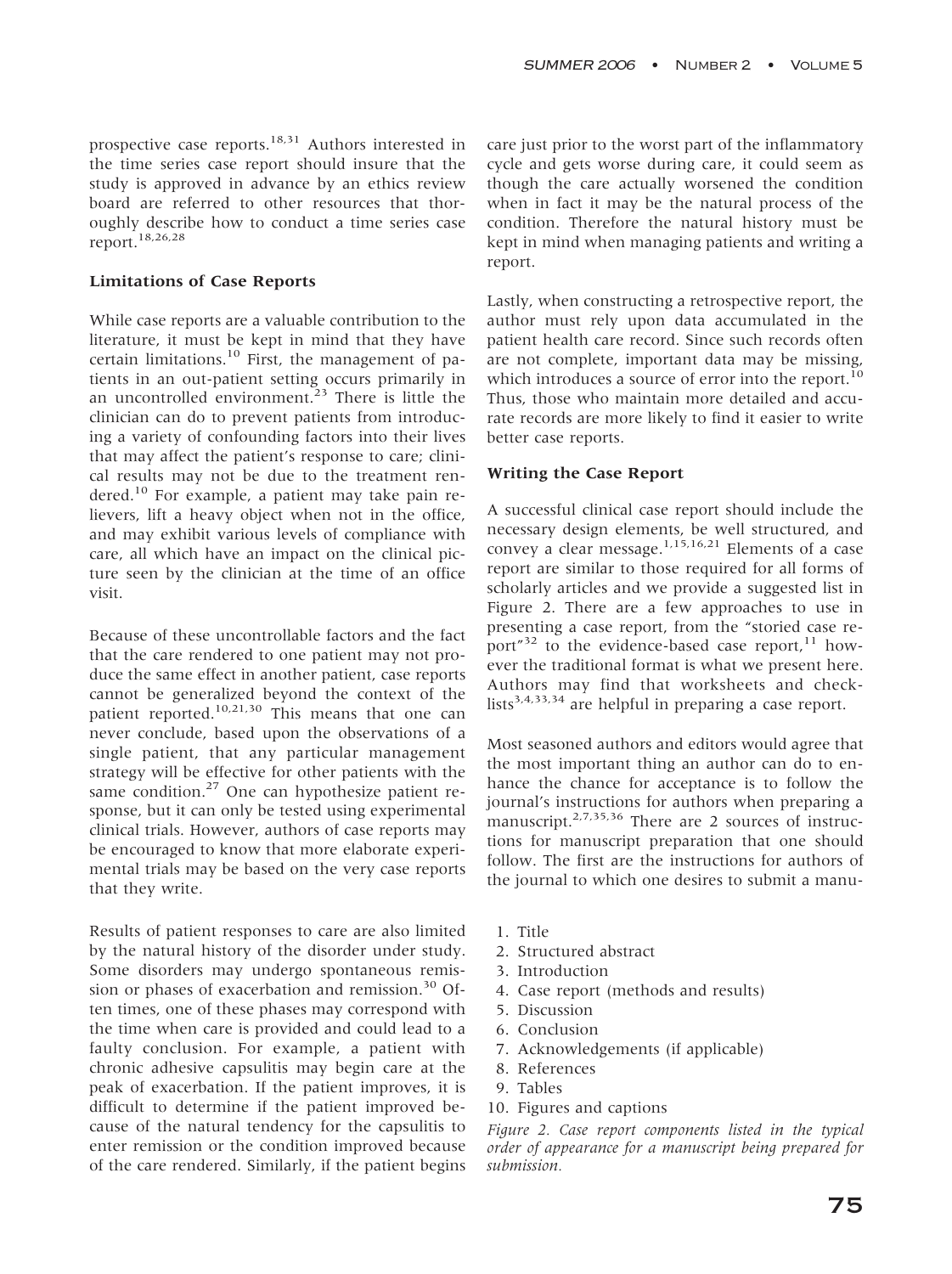prospective case reports.[18,31] Authors interested in the time series case report should insure that the study is approved in advance by an ethics review board are referred to other resources that thoroughly describe how to conduct a time series case report.[18,26,28]

### Limitations of Case Reports

While case reports are a valuable contribution to the literature, it must be kept in mind that they have certain limitations.[10] First, the management of patients in an out-patient setting occurs primarily in an uncontrolled environment.[23] There is little the clinician can do to prevent patients from introducing a variety of confounding factors into their lives that may affect the patient's response to care; clinical results may not be due to the treatment rendered.[10] For example, a patient may take pain relievers, lift a heavy object when not in the office, and may exhibit various levels of compliance with care, all which have an impact on the clinical picture seen by the clinician at the time of an office visit.

Because of these uncontrollable factors and the fact that the care rendered to one patient may not produce the same effect in another patient, case reports cannot be generalized beyond the context of the patient reported.[10,21,30] This means that one can never conclude, based upon the observations of a single patient, that any particular management strategy will be effective for other patients with the same condition.[27] One can hypothesize patient response, but it can only be tested using experimental clinical trials. However, authors of case reports may be encouraged to know that more elaborate experimental trials may be based on the very case reports that they write.

Results of patient responses to care are also limited by the natural history of the disorder under study. Some disorders may undergo spontaneous remission or phases of exacerbation and remission.[30] Often times, one of these phases may correspond with the time when care is provided and could lead to a faulty conclusion. For example, a patient with chronic adhesive capsulitis may begin care at the peak of exacerbation. If the patient improves, it is difficult to determine if the patient improved because of the natural tendency for the capsulitis to enter remission or the condition improved because of the care rendered. Similarly, if the patient begins care just prior to the worst part of the inflammatory cycle and gets worse during care, it could seem as though the care actually worsened the condition when in fact it may be the natural process of the condition. Therefore the natural history must be kept in mind when managing patients and writing a report.

Lastly, when constructing a retrospective report, the author must rely upon data accumulated in the patient health care record. Since such records often are not complete, important data may be missing, which introduces a source of error into the report.[10] Thus, those who maintain more detailed and accurate records are more likely to find it easier to write better case reports.

### Writing the Case Report

A successful clinical case report should include the necessary design elements, be well structured, and convey a clear message.[1,15,16,21] Elements of a case report are similar to those required for all forms of scholarly articles and we provide a suggested list in Figure 2. There are a few approaches to use in presenting a case report, from the "storied case report"[32] to the evidence-based case report,[11] however the traditional format is what we present here. Authors may find that worksheets and checklists[3,4,33,34] are helpful in preparing a case report.

Most seasoned authors and editors would agree that the most important thing an author can do to enhance the chance for acceptance is to follow the journal's instructions for authors when preparing a manuscript.[2,7,35,36] There are 2 sources of instructions for manuscript preparation that one should follow. The first are the instructions for authors of the journal to which one desires to submit a manu-

1. Title
2. Structured abstract
3. Introduction
4. Case report (methods and results)
5. Discussion
6. Conclusion
7. Acknowledgements (if applicable)
8. References
9. Tables
10. Figures and captions

*Figure 2. Case report components listed in the typical order of appearance for a manuscript being prepared for submission.*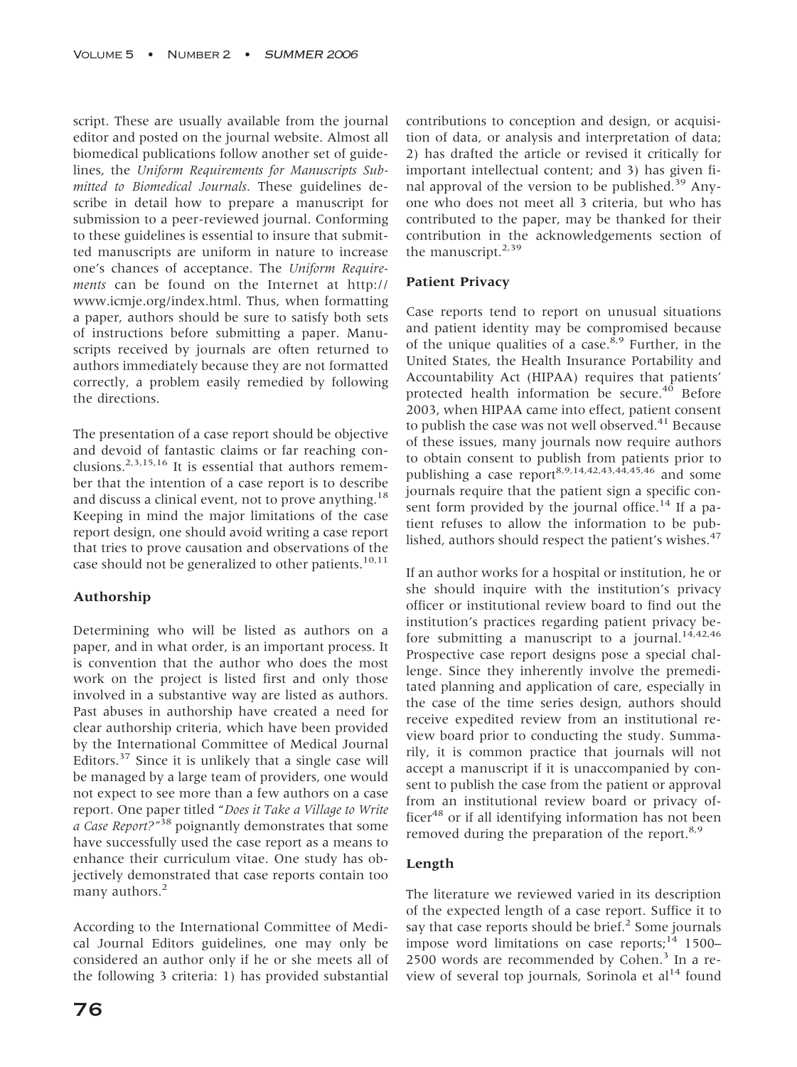script. These are usually available from the journal editor and posted on the journal website. Almost all biomedical publications follow another set of guidelines, the *Uniform Requirements for Manuscripts Submitted to Biomedical Journals*. These guidelines describe in detail how to prepare a manuscript for submission to a peer-reviewed journal. Conforming to these guidelines is essential to insure that submitted manuscripts are uniform in nature to increase one's chances of acceptance. The *Uniform Requirements* can be found on the Internet at http://www.icmje.org/index.html. Thus, when formatting a paper, authors should be sure to satisfy both sets of instructions before submitting a paper. Manuscripts received by journals are often returned to authors immediately because they are not formatted correctly, a problem easily remedied by following the directions.

The presentation of a case report should be objective and devoid of fantastic claims or far reaching conclusions.[2,3,15,16] It is essential that authors remember that the intention of a case report is to describe and discuss a clinical event, not to prove anything.[18] Keeping in mind the major limitations of the case report design, one should avoid writing a case report that tries to prove causation and observations of the case should not be generalized to other patients.[10,11]

### Authorship

Determining who will be listed as authors on a paper, and in what order, is an important process. It is convention that the author who does the most work on the project is listed first and only those involved in a substantive way are listed as authors. Past abuses in authorship have created a need for clear authorship criteria, which have been provided by the International Committee of Medical Journal Editors.[37] Since it is unlikely that a single case will be managed by a large team of providers, one would not expect to see more than a few authors on a case report. One paper titled "*Does it Take a Village to Write a Case Report?*"[38] poignantly demonstrates that some have successfully used the case report as a means to enhance their curriculum vitae. One study has objectively demonstrated that case reports contain too many authors.[2]

According to the International Committee of Medical Journal Editors guidelines, one may only be considered an author only if he or she meets all of the following 3 criteria: 1) has provided substantial contributions to conception and design, or acquisition of data, or analysis and interpretation of data; 2) has drafted the article or revised it critically for important intellectual content; and 3) has given final approval of the version to be published.[39] Anyone who does not meet all 3 criteria, but who has contributed to the paper, may be thanked for their contribution in the acknowledgements section of the manuscript.[2,39]

### Patient Privacy

Case reports tend to report on unusual situations and patient identity may be compromised because of the unique qualities of a case.[8,9] Further, in the United States, the Health Insurance Portability and Accountability Act (HIPAA) requires that patients' protected health information be secure.[40] Before 2003, when HIPAA came into effect, patient consent to publish the case was not well observed.[41] Because of these issues, many journals now require authors to obtain consent to publish from patients prior to publishing a case report[8,9,14,42,43,44,45,46] and some journals require that the patient sign a specific consent form provided by the journal office.[14] If a patient refuses to allow the information to be published, authors should respect the patient's wishes.[47]

If an author works for a hospital or institution, he or she should inquire with the institution's privacy officer or institutional review board to find out the institution's practices regarding patient privacy before submitting a manuscript to a journal.[14,42,46] Prospective case report designs pose a special challenge. Since they inherently involve the premeditated planning and application of care, especially in the case of the time series design, authors should receive expedited review from an institutional review board prior to conducting the study. Summarily, it is common practice that journals will not accept a manuscript if it is unaccompanied by consent to publish the case from the patient or approval from an institutional review board or privacy officer[48] or if all identifying information has not been removed during the preparation of the report.[8,9]

### Length

The literature we reviewed varied in its description of the expected length of a case report. Suffice it to say that case reports should be brief.[2] Some journals impose word limitations on case reports;[14] 1500–2500 words are recommended by Cohen.[3] In a review of several top journals, Sorinola et al[14] found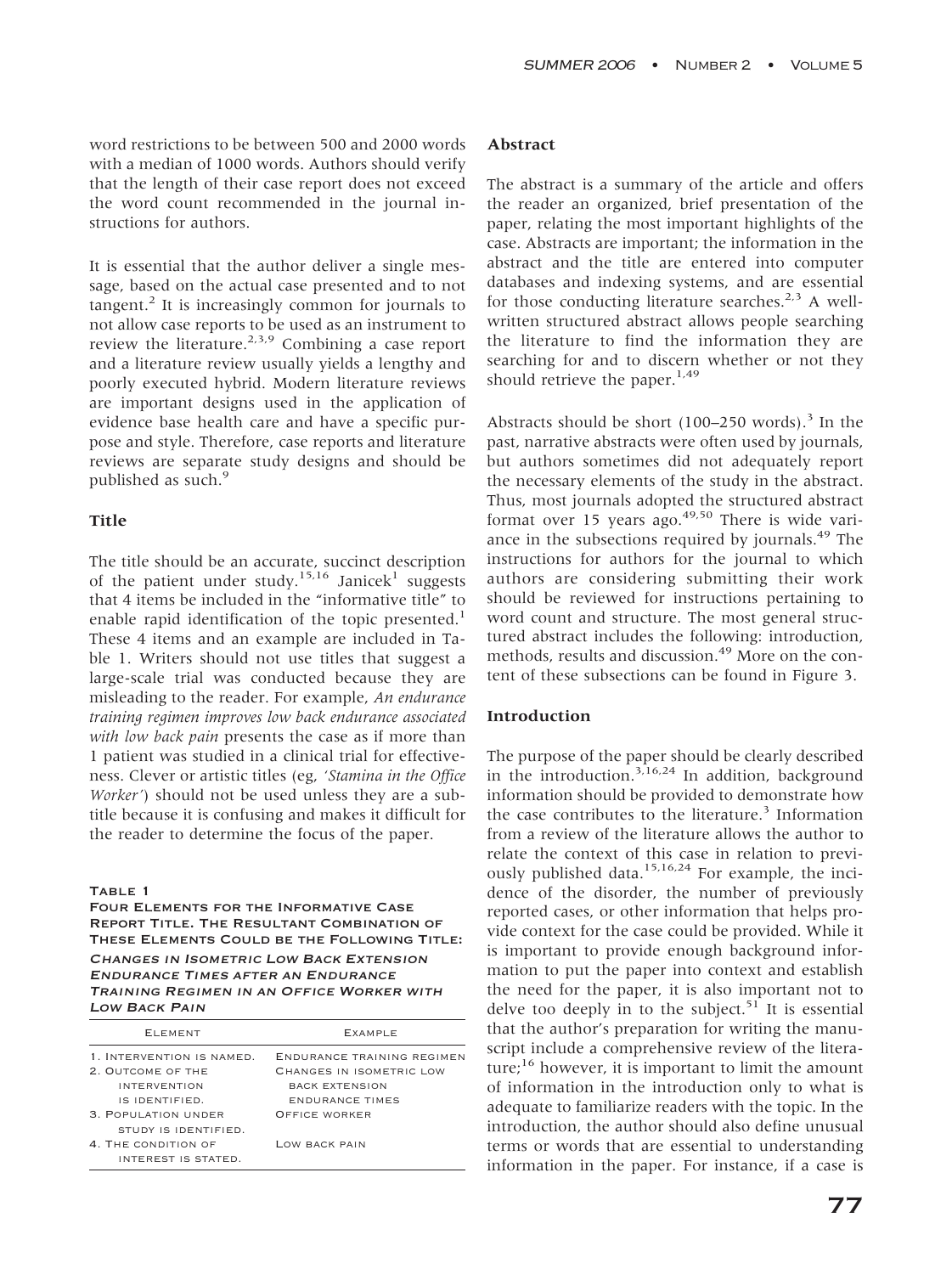word restrictions to be between 500 and 2000 words with a median of 1000 words. Authors should verify that the length of their case report does not exceed the word count recommended in the journal instructions for authors.

It is essential that the author deliver a single message, based on the actual case presented and to not tangent.[2] It is increasingly common for journals to not allow case reports to be used as an instrument to review the literature.[2,3,9] Combining a case report and a literature review usually yields a lengthy and poorly executed hybrid. Modern literature reviews are important designs used in the application of evidence base health care and have a specific purpose and style. Therefore, case reports and literature reviews are separate study designs and should be published as such.[9]

## Title

The title should be an accurate, succinct description of the patient under study.[15,16] Janicek[1] suggests that 4 items be included in the "informative title" to enable rapid identification of the topic presented.[1] These 4 items and an example are included in Table 1. Writers should not use titles that suggest a large-scale trial was conducted because they are misleading to the reader. For example, *An endurance training regimen improves low back endurance associated with low back pain* presents the case as if more than 1 patient was studied in a clinical trial for effectiveness. Clever or artistic titles (eg, *'Stamina in the Office Worker'*) should not be used unless they are a subtitle because it is confusing and makes it difficult for the reader to determine the focus of the paper.

**Table 1**
**Four Elements for the Informative Case Report Title. The Resultant Combination of These Elements Could be the Following Title:** ***Changes in Isometric Low Back Extension Endurance Times after an Endurance Training Regimen in an Office Worker with Low Back Pain***

| Element | Example |
|---|---|
| 1. Intervention is named. | Endurance training regimen |
| 2. Outcome of the intervention is identified. | Changes in isometric low back extension endurance times |
| 3. Population under study is identified. | Office worker |
| 4. The condition of interest is stated. | Low back pain |

## Abstract

The abstract is a summary of the article and offers the reader an organized, brief presentation of the paper, relating the most important highlights of the case. Abstracts are important; the information in the abstract and the title are entered into computer databases and indexing systems, and are essential for those conducting literature searches.[2,3] A well-written structured abstract allows people searching the literature to find the information they are searching for and to discern whether or not they should retrieve the paper.[1,49]

Abstracts should be short (100–250 words).[3] In the past, narrative abstracts were often used by journals, but authors sometimes did not adequately report the necessary elements of the study in the abstract. Thus, most journals adopted the structured abstract format over 15 years ago.[49,50] There is wide variance in the subsections required by journals.[49] The instructions for authors for the journal to which authors are considering submitting their work should be reviewed for instructions pertaining to word count and structure. The most general structured abstract includes the following: introduction, methods, results and discussion.[49] More on the content of these subsections can be found in Figure 3.

## Introduction

The purpose of the paper should be clearly described in the introduction.[3,16,24] In addition, background information should be provided to demonstrate how the case contributes to the literature.[3] Information from a review of the literature allows the author to relate the context of this case in relation to previously published data.[15,16,24] For example, the incidence of the disorder, the number of previously reported cases, or other information that helps provide context for the case could be provided. While it is important to provide enough background information to put the paper into context and establish the need for the paper, it is also important not to delve too deeply in to the subject.[51] It is essential that the author's preparation for writing the manuscript include a comprehensive review of the literature;[16] however, it is important to limit the amount of information in the introduction only to what is adequate to familiarize readers with the topic. In the introduction, the author should also define unusual terms or words that are essential to understanding information in the paper. For instance, if a case is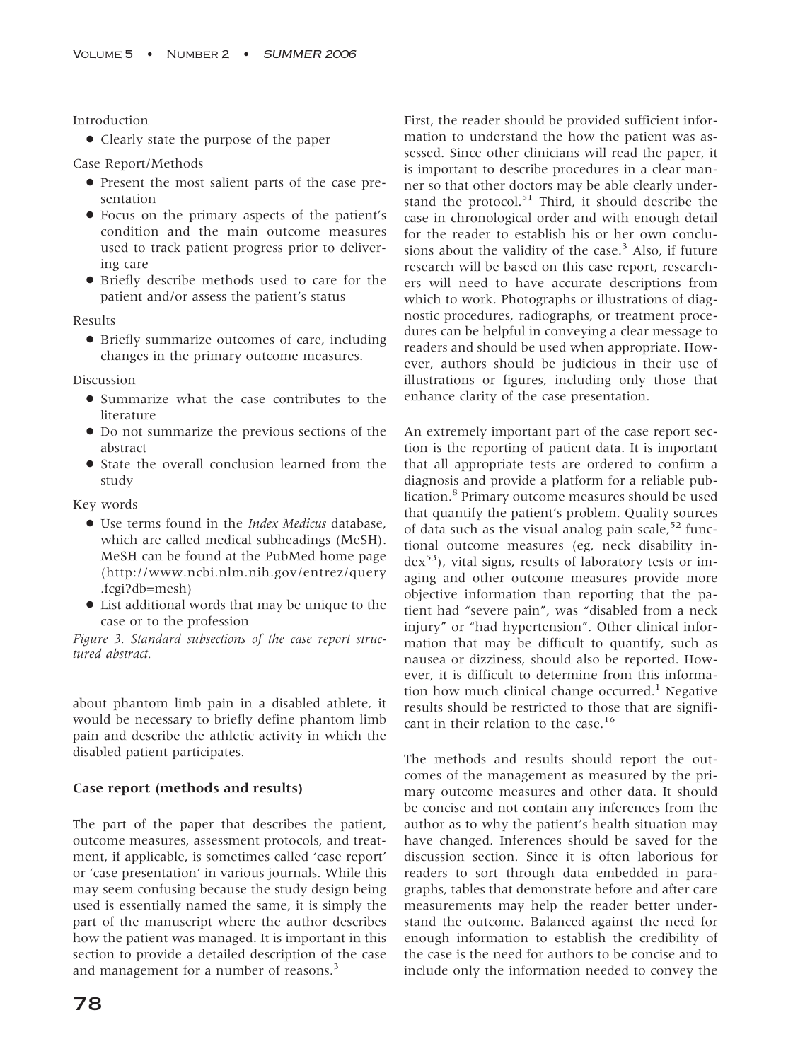Introduction

- Clearly state the purpose of the paper

Case Report/Methods

- Present the most salient parts of the case presentation
- Focus on the primary aspects of the patient's condition and the main outcome measures used to track patient progress prior to delivering care
- Briefly describe methods used to care for the patient and/or assess the patient's status

Results

- Briefly summarize outcomes of care, including changes in the primary outcome measures.

Discussion

- Summarize what the case contributes to the literature
- Do not summarize the previous sections of the abstract
- State the overall conclusion learned from the study

Key words

- Use terms found in the *Index Medicus* database, which are called medical subheadings (MeSH). MeSH can be found at the PubMed home page (http://www.ncbi.nlm.nih.gov/entrez/query.fcgi?db=mesh)
- List additional words that may be unique to the case or to the profession

*Figure 3. Standard subsections of the case report structured abstract.*

about phantom limb pain in a disabled athlete, it would be necessary to briefly define phantom limb pain and describe the athletic activity in which the disabled patient participates.

### Case report (methods and results)

The part of the paper that describes the patient, outcome measures, assessment protocols, and treatment, if applicable, is sometimes called 'case report' or 'case presentation' in various journals. While this may seem confusing because the study design being used is essentially named the same, it is simply the part of the manuscript where the author describes how the patient was managed. It is important in this section to provide a detailed description of the case and management for a number of reasons.[3]

First, the reader should be provided sufficient information to understand the how the patient was assessed. Since other clinicians will read the paper, it is important to describe procedures in a clear manner so that other doctors may be able clearly understand the protocol.[51] Third, it should describe the case in chronological order and with enough detail for the reader to establish his or her own conclusions about the validity of the case.[3] Also, if future research will be based on this case report, researchers will need to have accurate descriptions from which to work. Photographs or illustrations of diagnostic procedures, radiographs, or treatment procedures can be helpful in conveying a clear message to readers and should be used when appropriate. However, authors should be judicious in their use of illustrations or figures, including only those that enhance clarity of the case presentation.

An extremely important part of the case report section is the reporting of patient data. It is important that all appropriate tests are ordered to confirm a diagnosis and provide a platform for a reliable publication.[8] Primary outcome measures should be used that quantify the patient's problem. Quality sources of data such as the visual analog pain scale,[52] functional outcome measures (eg, neck disability index[53]), vital signs, results of laboratory tests or imaging and other outcome measures provide more objective information than reporting that the patient had "severe pain", was "disabled from a neck injury" or "had hypertension". Other clinical information that may be difficult to quantify, such as nausea or dizziness, should also be reported. However, it is difficult to determine from this information how much clinical change occurred.[1] Negative results should be restricted to those that are significant in their relation to the case.[16]

The methods and results should report the outcomes of the management as measured by the primary outcome measures and other data. It should be concise and not contain any inferences from the author as to why the patient's health situation may have changed. Inferences should be saved for the discussion section. Since it is often laborious for readers to sort through data embedded in paragraphs, tables that demonstrate before and after care measurements may help the reader better understand the outcome. Balanced against the need for enough information to establish the credibility of the case is the need for authors to be concise and to include only the information needed to convey the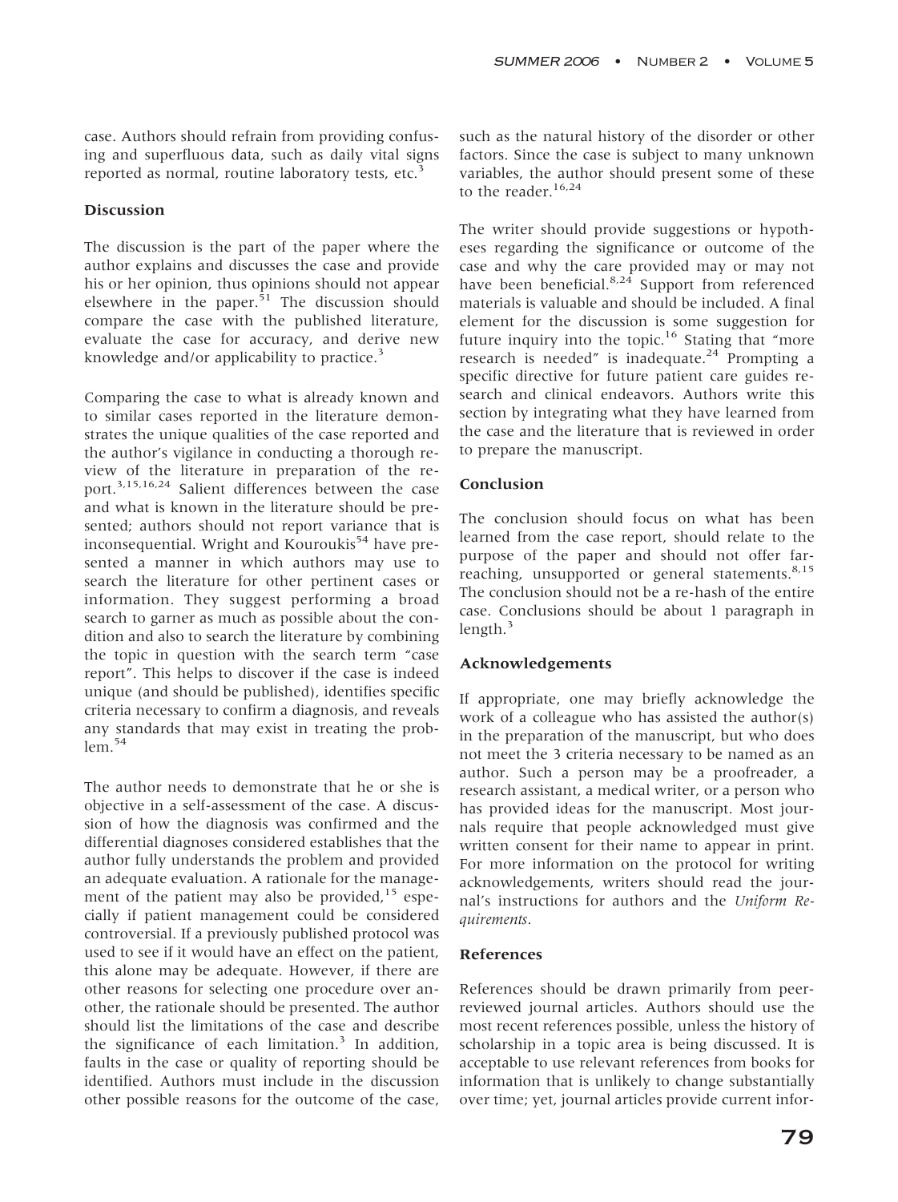case. Authors should refrain from providing confusing and superfluous data, such as daily vital signs reported as normal, routine laboratory tests, etc.[3]

### Discussion

The discussion is the part of the paper where the author explains and discusses the case and provide his or her opinion, thus opinions should not appear elsewhere in the paper.[51] The discussion should compare the case with the published literature, evaluate the case for accuracy, and derive new knowledge and/or applicability to practice.[3]

Comparing the case to what is already known and to similar cases reported in the literature demonstrates the unique qualities of the case reported and the author's vigilance in conducting a thorough review of the literature in preparation of the report.[3,15,16,24] Salient differences between the case and what is known in the literature should be presented; authors should not report variance that is inconsequential. Wright and Kouroukis[54] have presented a manner in which authors may use to search the literature for other pertinent cases or information. They suggest performing a broad search to garner as much as possible about the condition and also to search the literature by combining the topic in question with the search term "case report". This helps to discover if the case is indeed unique (and should be published), identifies specific criteria necessary to confirm a diagnosis, and reveals any standards that may exist in treating the problem.[54]

The author needs to demonstrate that he or she is objective in a self-assessment of the case. A discussion of how the diagnosis was confirmed and the differential diagnoses considered establishes that the author fully understands the problem and provided an adequate evaluation. A rationale for the management of the patient may also be provided,[15] especially if patient management could be considered controversial. If a previously published protocol was used to see if it would have an effect on the patient, this alone may be adequate. However, if there are other reasons for selecting one procedure over another, the rationale should be presented. The author should list the limitations of the case and describe the significance of each limitation.[3] In addition, faults in the case or quality of reporting should be identified. Authors must include in the discussion other possible reasons for the outcome of the case, such as the natural history of the disorder or other factors. Since the case is subject to many unknown variables, the author should present some of these to the reader.[16,24]

The writer should provide suggestions or hypotheses regarding the significance or outcome of the case and why the care provided may or may not have been beneficial.[8,24] Support from referenced materials is valuable and should be included. A final element for the discussion is some suggestion for future inquiry into the topic.[16] Stating that "more research is needed" is inadequate.[24] Prompting a specific directive for future patient care guides research and clinical endeavors. Authors write this section by integrating what they have learned from the case and the literature that is reviewed in order to prepare the manuscript.

### Conclusion

The conclusion should focus on what has been learned from the case report, should relate to the purpose of the paper and should not offer far-reaching, unsupported or general statements.[8,15] The conclusion should not be a re-hash of the entire case. Conclusions should be about 1 paragraph in length.[3]

### Acknowledgements

If appropriate, one may briefly acknowledge the work of a colleague who has assisted the author(s) in the preparation of the manuscript, but who does not meet the 3 criteria necessary to be named as an author. Such a person may be a proofreader, a research assistant, a medical writer, or a person who has provided ideas for the manuscript. Most journals require that people acknowledged must give written consent for their name to appear in print. For more information on the protocol for writing acknowledgements, writers should read the journal's instructions for authors and the *Uniform Requirements*.

### References

References should be drawn primarily from peer-reviewed journal articles. Authors should use the most recent references possible, unless the history of scholarship in a topic area is being discussed. It is acceptable to use relevant references from books for information that is unlikely to change substantially over time; yet, journal articles provide current infor-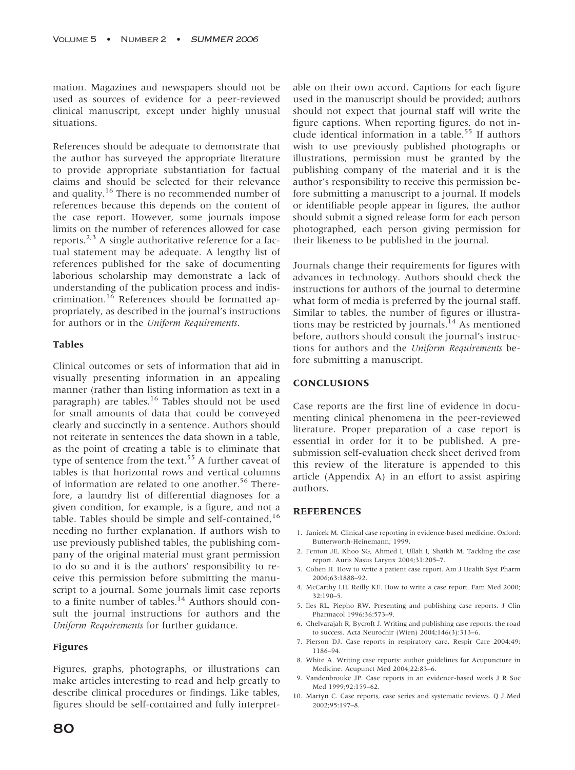mation. Magazines and newspapers should not be used as sources of evidence for a peer-reviewed clinical manuscript, except under highly unusual situations.

References should be adequate to demonstrate that the author has surveyed the appropriate literature to provide appropriate substantiation for factual claims and should be selected for their relevance and quality.[16] There is no recommended number of references because this depends on the content of the case report. However, some journals impose limits on the number of references allowed for case reports.[2,3] A single authoritative reference for a factual statement may be adequate. A lengthy list of references published for the sake of documenting laborious scholarship may demonstrate a lack of understanding of the publication process and indiscrimination.[16] References should be formatted appropriately, as described in the journal's instructions for authors or in the *Uniform Requirements*.

### Tables

Clinical outcomes or sets of information that aid in visually presenting information in an appealing manner (rather than listing information as text in a paragraph) are tables.[16] Tables should not be used for small amounts of data that could be conveyed clearly and succinctly in a sentence. Authors should not reiterate in sentences the data shown in a table, as the point of creating a table is to eliminate that type of sentence from the text.[55] A further caveat of tables is that horizontal rows and vertical columns of information are related to one another.[56] Therefore, a laundry list of differential diagnoses for a given condition, for example, is a figure, and not a table. Tables should be simple and self-contained,[16] needing no further explanation. If authors wish to use previously published tables, the publishing company of the original material must grant permission to do so and it is the authors' responsibility to receive this permission before submitting the manuscript to a journal. Some journals limit case reports to a finite number of tables.[14] Authors should consult the journal instructions for authors and the *Uniform Requirements* for further guidance.

### Figures

Figures, graphs, photographs, or illustrations can make articles interesting to read and help greatly to describe clinical procedures or findings. Like tables, figures should be self-contained and fully interpretable on their own accord. Captions for each figure used in the manuscript should be provided; authors should not expect that journal staff will write the figure captions. When reporting figures, do not include identical information in a table.[55] If authors wish to use previously published photographs or illustrations, permission must be granted by the publishing company of the material and it is the author's responsibility to receive this permission before submitting a manuscript to a journal. If models or identifiable people appear in figures, the author should submit a signed release form for each person photographed, each person giving permission for their likeness to be published in the journal.

Journals change their requirements for figures with advances in technology. Authors should check the instructions for authors of the journal to determine what form of media is preferred by the journal staff. Similar to tables, the number of figures or illustrations may be restricted by journals.[14] As mentioned before, authors should consult the journal's instructions for authors and the *Uniform Requirements* before submitting a manuscript.

## CONCLUSIONS

Case reports are the first line of evidence in documenting clinical phenomena in the peer-reviewed literature. Proper preparation of a case report is essential in order for it to be published. A presubmission self-evaluation check sheet derived from this review of the literature is appended to this article (Appendix A) in an effort to assist aspiring authors.

## REFERENCES

1. Janicek M. Clinical case reporting in evidence-based medicine. Oxford: Butterworth-Heinemann; 1999.
2. Fenton JE, Khoo SG, Ahmed I, Ullah I, Shaikh M. Tackling the case report. Auris Nasus Larynx 2004;31:205–7.
3. Cohen H. How to write a patient case report. Am J Health Syst Pharm 2006;63:1888–92.
4. McCarthy LH, Reilly KE. How to write a case report. Fam Med 2000; 32:190–5.
5. Iles RL, Piepho RW. Presenting and publishing case reports. J Clin Pharmacol 1996;36:573–9.
6. Chelvarajah R, Bycroft J. Writing and publishing case reports: the road to success. Acta Neurochir (Wien) 2004;146(3):313–6.
7. Pierson DJ. Case reports in respiratory care. Respir Care 2004;49: 1186–94.
8. White A. Writing case reports: author guidelines for Acupuncture in Medicine. Acupunct Med 2004;22:83–6.
9. Vandenbrouke JP. Case reports in an evidence-based worls J R Soc Med 1999;92:159–62.
10. Martyn C. Case reports, case series and systematic reviews. Q J Med 2002;95:197–8.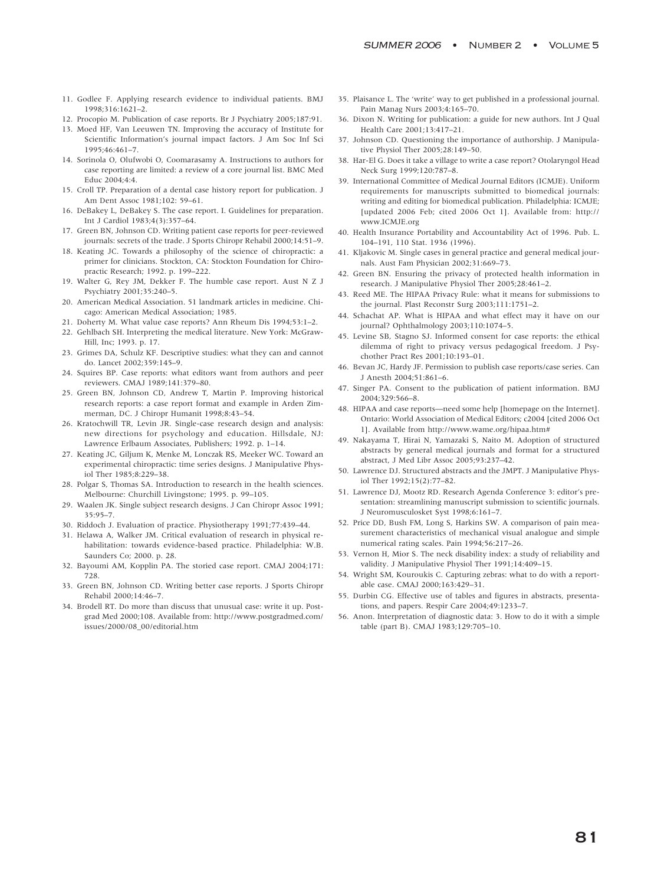11. Godlee F. Applying research evidence to individual patients. BMJ 1998;316:1621–2.
12. Procopio M. Publication of case reports. Br J Psychiatry 2005;187:91.
13. Moed HF, Van Leeuwen TN. Improving the accuracy of Institute for Scientific Information's journal impact factors. J Am Soc Inf Sci 1995;46:461–7.
14. Sorinola O, Olufwobi O, Coomarasamy A. Instructions to authors for case reporting are limited: a review of a core journal list. BMC Med Educ 2004;4:4.
15. Croll TP. Preparation of a dental case history report for publication. J Am Dent Assoc 1981;102: 59–61.
16. DeBakey L, DeBakey S. The case report. I. Guidelines for preparation. Int J Cardiol 1983;4(3):357–64.
17. Green BN, Johnson CD. Writing patient case reports for peer-reviewed journals: secrets of the trade. J Sports Chiropr Rehabil 2000;14:51–9.
18. Keating JC. Towards a philosophy of the science of chiropractic: a primer for clinicians. Stockton, CA: Stockton Foundation for Chiropractic Research; 1992. p. 199–222.
19. Walter G, Rey JM, Dekker F. The humble case report. Aust N Z J Psychiatry 2001;35:240–5.
20. American Medical Association. 51 landmark articles in medicine. Chicago: American Medical Association; 1985.
21. Doherty M. What value case reports? Ann Rheum Dis 1994;53:1–2.
22. Gehlbach SH. Interpreting the medical literature. New York: McGraw-Hill, Inc; 1993. p. 17.
23. Grimes DA, Schulz KF. Descriptive studies: what they can and cannot do. Lancet 2002;359:145–9.
24. Squires BP. Case reports: what editors want from authors and peer reviewers. CMAJ 1989;141:379–80.
25. Green BN, Johnson CD, Andrew T, Martin P. Improving historical research reports: a case report format and example in Arden Zimmerman, DC. J Chiropr Humanit 1998;8:43–54.
26. Kratochwill TR, Levin JR. Single-case research design and analysis: new directions for psychology and education. Hillsdale, NJ: Lawrence Erlbaum Associates, Publishers; 1992. p. 1–14.
27. Keating JC, Giljum K, Menke M, Lonczak RS, Meeker WC. Toward an experimental chiropractic: time series designs. J Manipulative Physiol Ther 1985;8:229–38.
28. Polgar S, Thomas SA. Introduction to research in the health sciences. Melbourne: Churchill Livingstone; 1995. p. 99–105.
29. Waalen JK. Single subject research designs. J Can Chiropr Assoc 1991; 35:95–7.
30. Riddoch J. Evaluation of practice. Physiotherapy 1991;77:439–44.
31. Helawa A, Walker JM. Critical evaluation of research in physical rehabilitation: towards evidence-based practice. Philadelphia: W.B. Saunders Co; 2000. p. 28.
32. Bayoumi AM, Kopplin PA. The storied case report. CMAJ 2004;171: 728.
33. Green BN, Johnson CD. Writing better case reports. J Sports Chiropr Rehabil 2000;14:46–7.
34. Brodell RT. Do more than discuss that unusual case: write it up. Postgrad Med 2000;108. Available from: http://www.postgradmed.com/issues/2000/08_00/editorial.htm
35. Plaisance L. The 'write' way to get published in a professional journal. Pain Manag Nurs 2003;4:165–70.
36. Dixon N. Writing for publication: a guide for new authors. Int J Qual Health Care 2001;13:417–21.
37. Johnson CD. Questioning the importance of authorship. J Manipulative Physiol Ther 2005;28:149–50.
38. Har-El G. Does it take a village to write a case report? Otolaryngol Head Neck Surg 1999;120:787–8.
39. International Committee of Medical Journal Editors (ICMJE). Uniform requirements for manuscripts submitted to biomedical journals: writing and editing for biomedical publication. Philadelphia: ICMJE; [updated 2006 Feb; cited 2006 Oct 1]. Available from: http://www.ICMJE.org
40. Health Insurance Portability and Accountability Act of 1996. Pub. L. 104–191, 110 Stat. 1936 (1996).
41. Kljakovic M. Single cases in general practice and general medical journals. Aust Fam Physician 2002;31:669–73.
42. Green BN. Ensuring the privacy of protected health information in research. J Manipulative Physiol Ther 2005;28:461–2.
43. Reed ME. The HIPAA Privacy Rule: what it means for submissions to the journal. Plast Reconstr Surg 2003;111:1751–2.
44. Schachat AP. What is HIPAA and what effect may it have on our journal? Ophthalmology 2003;110:1074–5.
45. Levine SB, Stagno SJ. Informed consent for case reports: the ethical dilemma of right to privacy versus pedagogical freedom. J Psychother Pract Res 2001;10:193–01.
46. Bevan JC, Hardy JF. Permission to publish case reports/case series. Can J Anesth 2004;51:861–6.
47. Singer PA. Consent to the publication of patient information. BMJ 2004;329:566–8.
48. HIPAA and case reports—need some help [homepage on the Internet]. Ontario: World Association of Medical Editors; c2004 [cited 2006 Oct 1]. Available from http://www.wame.org/hipaa.htm#
49. Nakayama T, Hirai N, Yamazaki S, Naito M. Adoption of structured abstracts by general medical journals and format for a structured abstract, J Med Libr Assoc 2005;93:237–42.
50. Lawrence DJ. Structured abstracts and the JMPT. J Manipulative Physiol Ther 1992;15(2):77–82.
51. Lawrence DJ, Mootz RD. Research Agenda Conference 3: editor's presentation: streamlining manuscript submission to scientific journals. J Neuromusculosket Syst 1998;6:161–7.
52. Price DD, Bush FM, Long S, Harkins SW. A comparison of pain measurement characteristics of mechanical visual analogue and simple numerical rating scales. Pain 1994;56:217–26.
53. Vernon H, Mior S. The neck disability index: a study of reliability and validity. J Manipulative Physiol Ther 1991;14:409–15.
54. Wright SM, Kouroukis C. Capturing zebras: what to do with a reportable case. CMAJ 2000;163:429–31.
55. Durbin CG. Effective use of tables and figures in abstracts, presentations, and papers. Respir Care 2004;49:1233–7.
56. Anon. Interpretation of diagnostic data: 3. How to do it with a simple table (part B). CMAJ 1983;129:705–10.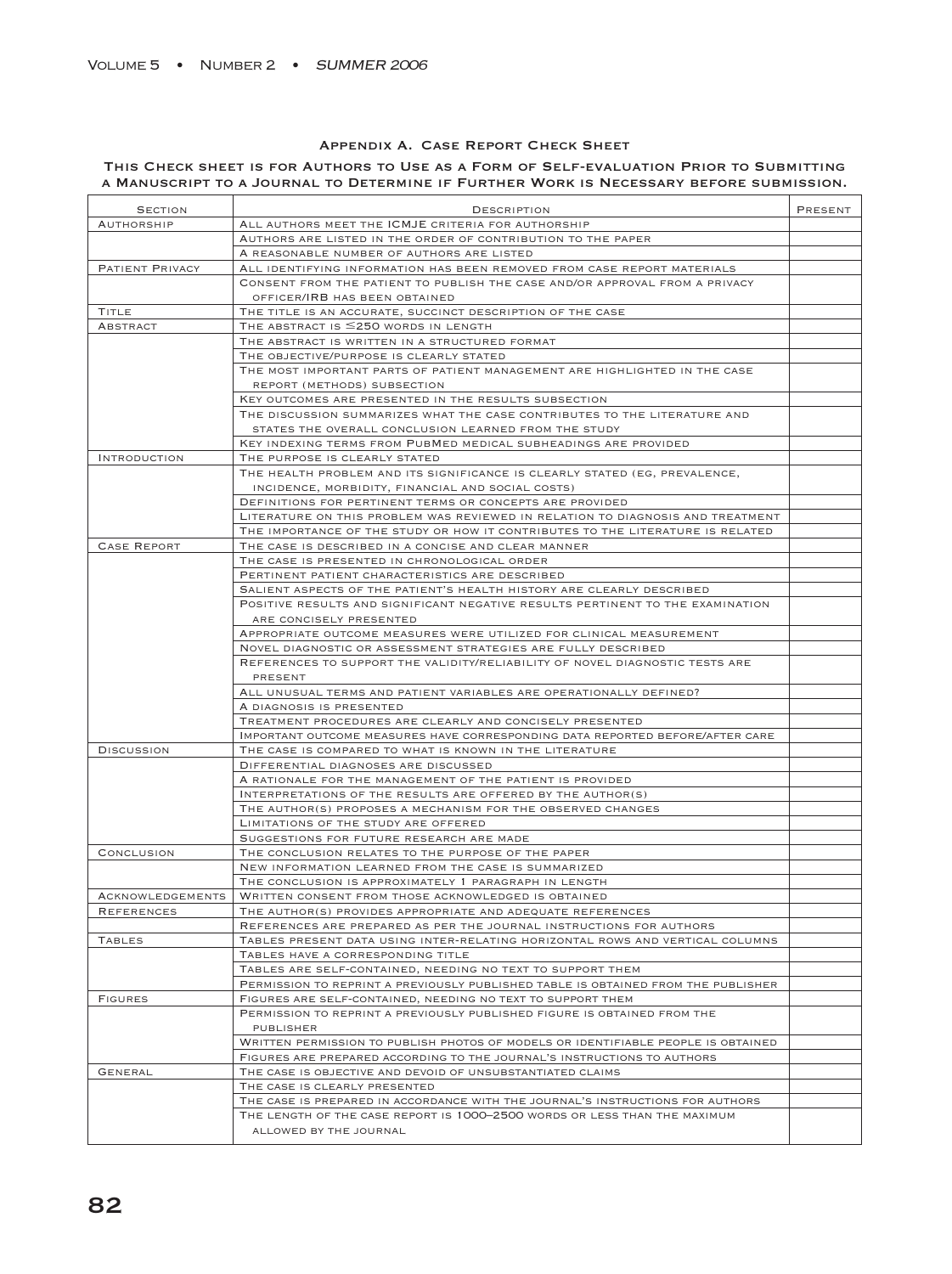## Appendix A. Case Report Check Sheet

**This Check sheet is for Authors to Use as a Form of Self-evaluation Prior to Submitting a Manuscript to a Journal to Determine if Further Work is Necessary before submission.**

| Section | Description | Present |
|---|---|---|
| Authorship | All authors meet the ICMJE criteria for authorship | |
| | Authors are listed in the order of contribution to the paper | |
| | A reasonable number of authors are listed | |
| Patient Privacy | All identifying information has been removed from case report materials | |
| | Consent from the patient to publish the case and/or approval from a privacy officer/IRB has been obtained | |
| Title | The title is an accurate, succinct description of the case | |
| Abstract | The abstract is ≤250 words in length | |
| | The abstract is written in a structured format | |
| | The objective/purpose is clearly stated | |
| | The most important parts of patient management are highlighted in the case report (methods) subsection | |
| | Key outcomes are presented in the results subsection | |
| | The discussion summarizes what the case contributes to the literature and states the overall conclusion learned from the study | |
| | Key indexing terms from PubMed medical subheadings are provided | |
| Introduction | The purpose is clearly stated | |
| | The health problem and its significance is clearly stated (eg, prevalence, incidence, morbidity, financial and social costs) | |
| | Definitions for pertinent terms or concepts are provided | |
| | Literature on this problem was reviewed in relation to diagnosis and treatment | |
| | The importance of the study or how it contributes to the literature is related | |
| Case Report | The case is described in a concise and clear manner | |
| | The case is presented in chronological order | |
| | Pertinent patient characteristics are described | |
| | Salient aspects of the patient's health history are clearly described | |
| | Positive results and significant negative results pertinent to the examination are concisely presented | |
| | Appropriate outcome measures were utilized for clinical measurement | |
| | Novel diagnostic or assessment strategies are fully described | |
| | References to support the validity/reliability of novel diagnostic tests are present | |
| | All unusual terms and patient variables are operationally defined? | |
| | A diagnosis is presented | |
| | Treatment procedures are clearly and concisely presented | |
| | Important outcome measures have corresponding data reported before/after care | |
| Discussion | The case is compared to what is known in the literature | |
| | Differential diagnoses are discussed | |
| | A rationale for the management of the patient is provided | |
| | Interpretations of the results are offered by the author(s) | |
| | The author(s) proposes a mechanism for the observed changes | |
| | Limitations of the study are offered | |
| | Suggestions for future research are made | |
| Conclusion | The conclusion relates to the purpose of the paper | |
| | New information learned from the case is summarized | |
| | The conclusion is approximately 1 paragraph in length | |
| Acknowledgements | Written consent from those acknowledged is obtained | |
| References | The author(s) provides appropriate and adequate references | |
| | References are prepared as per the journal instructions for authors | |
| Tables | Tables present data using inter-relating horizontal rows and vertical columns | |
| | Tables have a corresponding title | |
| | Tables are self-contained, needing no text to support them | |
| | Permission to reprint a previously published table is obtained from the publisher | |
| Figures | Figures are self-contained, needing no text to support them | |
| | Permission to reprint a previously published figure is obtained from the publisher | |
| | Written permission to publish photos of models or identifiable people is obtained | |
| | Figures are prepared according to the journal's instructions to authors | |
| General | The case is objective and devoid of unsubstantiated claims | |
| | The case is clearly presented | |
| | The case is prepared in accordance with the journal's instructions for authors | |
| | The length of the case report is 1000–2500 words or less than the maximum allowed by the journal | |